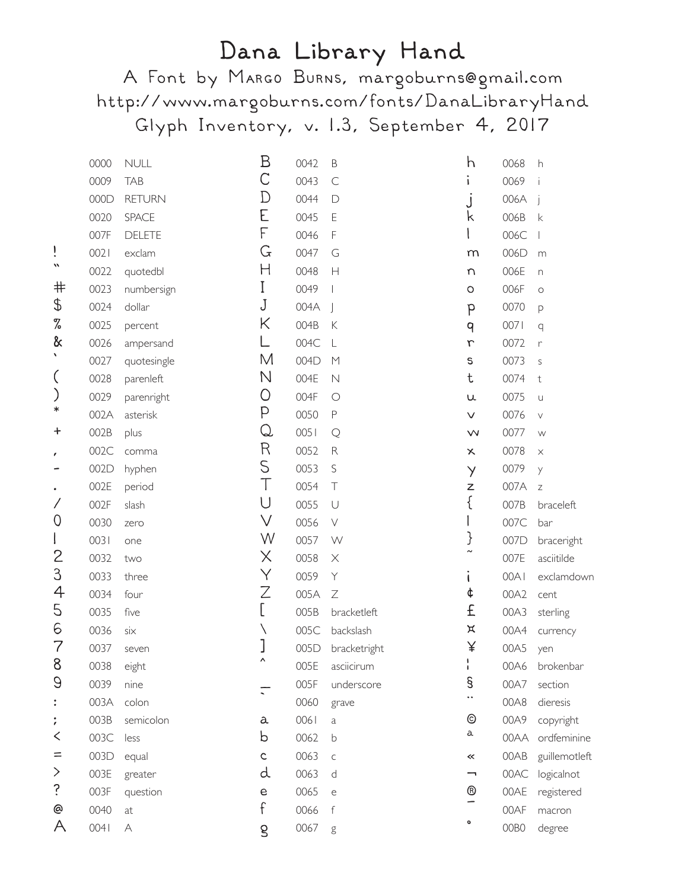# Dana Library Hand

A Font by Margo Burns, margoburns@gmail.com

http://www.margoburns.com/fonts/DanaLibraryHand

Glyph Inventory, v. 1.3, September 4, 2017

| Glyph | Code | Name |
|---|---|---|
| | 0000 | NULL |
| | 0009 | TAB |
| | 000D | RETURN |
| | 0020 | SPACE |
| | 007F | DELETE |
| ! | 0021 | exclam |
| " | 0022 | quotedbl |
| # | 0023 | numbersign |
| $ | 0024 | dollar |
| % | 0025 | percent |
| & | 0026 | ampersand |
| ' | 0027 | quotesingle |
| ( | 0028 | parenleft |
| ) | 0029 | parenright |
| * | 002A | asterisk |
| + | 002B | plus |
| , | 002C | comma |
| - | 002D | hyphen |
| . | 002E | period |
| / | 002F | slash |
| 0 | 0030 | zero |
| 1 | 0031 | one |
| 2 | 0032 | two |
| 3 | 0033 | three |
| 4 | 0034 | four |
| 5 | 0035 | five |
| 6 | 0036 | six |
| 7 | 0037 | seven |
| 8 | 0038 | eight |
| 9 | 0039 | nine |
| : | 003A | colon |
| ; | 003B | semicolon |
| < | 003C | less |
| = | 003D | equal |
| > | 003E | greater |
| ? | 003F | question |
| @ | 0040 | at |
| A | 0041 | A |
| B | 0042 | B |
| C | 0043 | C |
| D | 0044 | D |
| E | 0045 | E |
| F | 0046 | F |
| G | 0047 | G |
| H | 0048 | H |
| I | 0049 | I |
| J | 004A | J |
| K | 004B | K |
| L | 004C | L |
| M | 004D | M |
| N | 004E | N |
| O | 004F | O |
| P | 0050 | P |
| Q | 0051 | Q |
| R | 0052 | R |
| S | 0053 | S |
| T | 0054 | T |
| U | 0055 | U |
| V | 0056 | V |
| W | 0057 | W |
| X | 0058 | X |
| Y | 0059 | Y |
| Z | 005A | Z |
| [ | 005B | bracketleft |
| \ | 005C | backslash |
| ] | 005D | bracketright |
| ^ | 005E | asciicirum |
| _ | 005F | underscore |
| ` | 0060 | grave |
| a | 0061 | a |
| b | 0062 | b |
| c | 0063 | c |
| d | 0063 | d |
| e | 0065 | e |
| f | 0066 | f |
| g | 0067 | g |
| h | 0068 | h |
| i | 0069 | i |
| j | 006A | j |
| k | 006B | k |
| l | 006C | l |
| m | 006D | m |
| n | 006E | n |
| o | 006F | o |
| p | 0070 | p |
| q | 0071 | q |
| r | 0072 | r |
| s | 0073 | s |
| t | 0074 | t |
| u | 0075 | u |
| v | 0076 | v |
| w | 0077 | w |
| x | 0078 | x |
| y | 0079 | y |
| z | 007A | z |
| { | 007B | braceleft |
| \| | 007C | bar |
| } | 007D | braceright |
| ~ | 007E | asciitilde |
| ¡ | 00A1 | exclamdown |
| ¢ | 00A2 | cent |
| £ | 00A3 | sterling |
| ¤ | 00A4 | currency |
| ¥ | 00A5 | yen |
| ¦ | 00A6 | brokenbar |
| § | 00A7 | section |
| ¨ | 00A8 | dieresis |
| © | 00A9 | copyright |
| ª | 00AA | ordfeminine |
| « | 00AB | guillemotleft |
| ¬ | 00AC | logicalnot |
| ® | 00AE | registered |
| ¯ | 00AF | macron |
| ° | 00B0 | degree |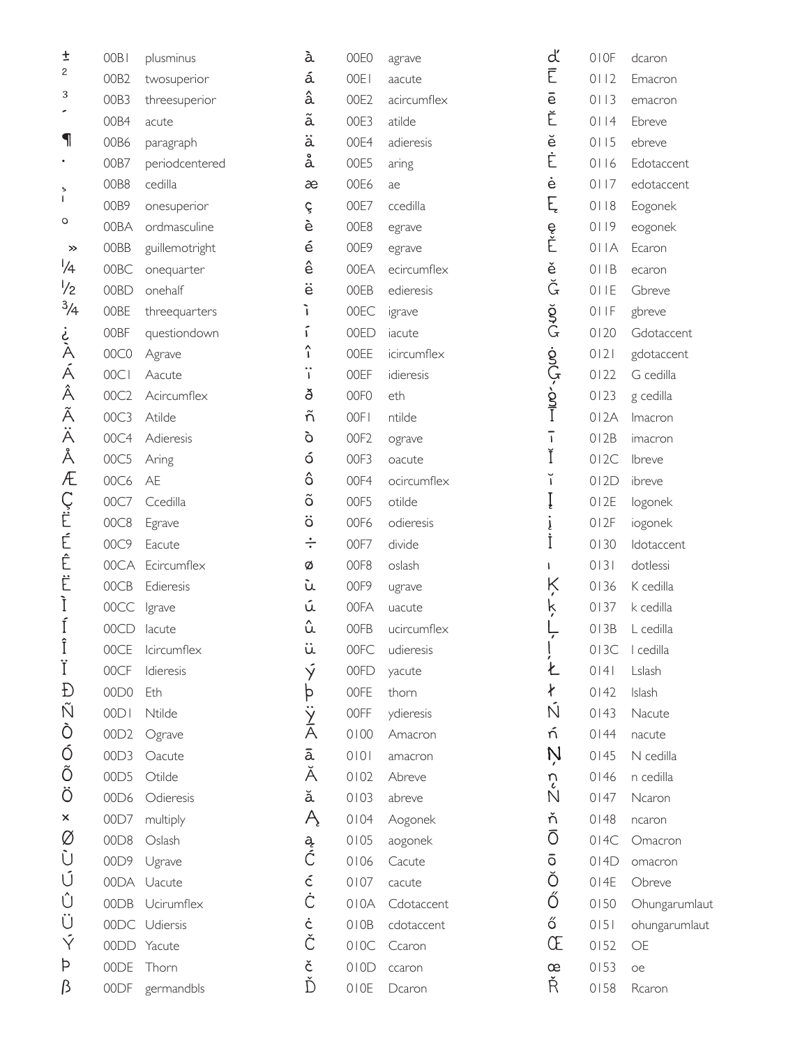| Glyph | Code | Name |
|---|---|---|
| ± | 00B1 | plusminus |
| ² | 00B2 | twosuperior |
| ³ | 00B3 | threesuperior |
| ´ | 00B4 | acute |
| ¶ | 00B6 | paragraph |
| · | 00B7 | periodcentered |
| ¸ | 00B8 | cedilla |
| ¹ | 00B9 | onesuperior |
| º | 00BA | ordmasculine |
| » | 00BB | guillemotright |
| ¼ | 00BC | onequarter |
| ½ | 00BD | onehalf |
| ¾ | 00BE | threequarters |
| ¿ | 00BF | questiondown |
| À | 00C0 | Agrave |
| Á | 00C1 | Aacute |
| Â | 00C2 | Acircumflex |
| Ã | 00C3 | Atilde |
| Ä | 00C4 | Adieresis |
| Å | 00C5 | Aring |
| Æ | 00C6 | AE |
| Ç | 00C7 | Ccedilla |
| È | 00C8 | Egrave |
| É | 00C9 | Eacute |
| Ê | 00CA | Ecircumflex |
| Ë | 00CB | Edieresis |
| Ì | 00CC | Igrave |
| Í | 00CD | Iacute |
| Î | 00CE | Icircumflex |
| Ï | 00CF | Idieresis |
| Ð | 00D0 | Eth |
| Ñ | 00D1 | Ntilde |
| Ò | 00D2 | Ograve |
| Ó | 00D3 | Oacute |
| Õ | 00D5 | Otilde |
| Ö | 00D6 | Odieresis |
| × | 00D7 | multiply |
| Ø | 00D8 | Oslash |
| Ù | 00D9 | Ugrave |
| Ú | 00DA | Uacute |
| Û | 00DB | Ucirumflex |
| Ü | 00DC | Udiersis |
| Ý | 00DD | Yacute |
| Þ | 00DE | Thorn |
| ß | 00DF | germandbls |
| à | 00E0 | agrave |
| á | 00E1 | aacute |
| â | 00E2 | acircumflex |
| ã | 00E3 | atilde |
| ä | 00E4 | adieresis |
| å | 00E5 | aring |
| æ | 00E6 | ae |
| ç | 00E7 | ccedilla |
| è | 00E8 | egrave |
| é | 00E9 | egrave |
| ê | 00EA | ecircumflex |
| ë | 00EB | edieresis |
| ì | 00EC | igrave |
| í | 00ED | iacute |
| î | 00EE | icircumflex |
| ï | 00EF | idieresis |
| ð | 00F0 | eth |
| ñ | 00F1 | ntilde |
| ò | 00F2 | ograve |
| ó | 00F3 | oacute |
| ô | 00F4 | ocircumflex |
| õ | 00F5 | otilde |
| ö | 00F6 | odieresis |
| ÷ | 00F7 | divide |
| ø | 00F8 | oslash |
| ù | 00F9 | ugrave |
| ú | 00FA | uacute |
| û | 00FB | ucircumflex |
| ü | 00FC | udieresis |
| ý | 00FD | yacute |
| þ | 00FE | thorn |
| ÿ | 00FF | ydieresis |
| Ā | 0100 | Amacron |
| ā | 0101 | amacron |
| Ă | 0102 | Abreve |
| ă | 0103 | abreve |
| Ą | 0104 | Aogonek |
| ą | 0105 | aogonek |
| Ć | 0106 | Cacute |
| ć | 0107 | cacute |
| Ċ | 010A | Cdotaccent |
| ċ | 010B | cdotaccent |
| Č | 010C | Ccaron |
| č | 010D | ccaron |
| Ď | 010E | Dcaron |
| ď | 010F | dcaron |
| Ē | 0112 | Emacron |
| ē | 0113 | emacron |
| Ĕ | 0114 | Ebreve |
| ĕ | 0115 | ebreve |
| Ė | 0116 | Edotaccent |
| ė | 0117 | edotaccent |
| Ę | 0118 | Eogonek |
| ę | 0119 | eogonek |
| Ě | 011A | Ecaron |
| ě | 011B | ecaron |
| Ğ | 011E | Gbreve |
| ğ | 011F | gbreve |
| Ġ | 0120 | Gdotaccent |
| ġ | 0121 | gdotaccent |
| Ģ | 0122 | G cedilla |
| ģ | 0123 | g cedilla |
| Ī | 012A | Imacron |
| ī | 012B | imacron |
| Ĭ | 012C | Ibreve |
| ĭ | 012D | ibreve |
| Į | 012E | Iogonek |
| į | 012F | iogonek |
| İ | 0130 | Idotaccent |
| ı | 0131 | dotlessi |
| Ķ | 0136 | K cedilla |
| ķ | 0137 | k cedilla |
| Ļ | 013B | L cedilla |
| ļ | 013C | l cedilla |
| Ł | 0141 | Lslash |
| ł | 0142 | lslash |
| Ń | 0143 | Nacute |
| ń | 0144 | nacute |
| Ņ | 0145 | N cedilla |
| ņ | 0146 | n cedilla |
| Ň | 0147 | Ncaron |
| ň | 0148 | ncaron |
| Ō | 014C | Omacron |
| ō | 014D | omacron |
| Ŏ | 014E | Obreve |
| Ő | 0150 | Ohungarumlaut |
| ő | 0151 | ohungarumlaut |
| Œ | 0152 | OE |
| œ | 0153 | oe |
| Ř | 0158 | Rcaron |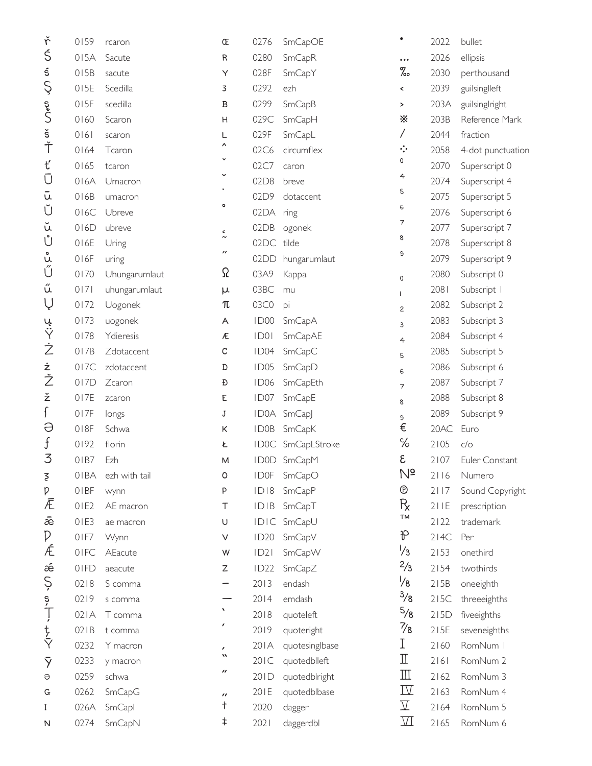| Glyph | Code | Name |
|---|---|---|
| ř | 0159 | rcaron |
| Ś | 015A | Sacute |
| ś | 015B | sacute |
| Ş | 015E | Scedilla |
| ş | 015F | scedilla |
| Š | 0160 | Scaron |
| š | 0161 | scaron |
| Ť | 0164 | Tcaron |
| ť | 0165 | tcaron |
| Ū | 016A | Umacron |
| ū | 016B | umacron |
| Ŭ | 016C | Ubreve |
| ŭ | 016D | ubreve |
| Ů | 016E | Uring |
| ů | 016F | uring |
| Ű | 0170 | Uhungarumlaut |
| ű | 0171 | uhungarumlaut |
| Ų | 0172 | Uogonek |
| ų | 0173 | uogonek |
| Ÿ | 0178 | Ydieresis |
| Ż | 017B | Zdotaccent |
| ż | 017C | zdotaccent |
| Ž | 017D | Zcaron |
| ž | 017E | zcaron |
| ſ | 017F | longs |
| Ə | 018F | Schwa |
| ƒ | 0192 | florin |
| Ʒ | 01B7 | Ezh |
| ƺ | 01BA | ezh with tail |
| ƿ | 01BF | wynn |
| Ǣ | 01E2 | AE macron |
| ǣ | 01E3 | ae macron |
| Ƿ | 01F7 | Wynn |
| Ǽ | 01FC | AEacute |
| ǽ | 01FD | aeacute |
| Ș | 0218 | S comma |
| ș | 0219 | s comma |
| Ț | 021A | T comma |
| ț | 021B | t comma |
| Ȳ | 0232 | Y macron |
| ȳ | 0233 | y macron |
| ə | 0259 | schwa |
| ɢ | 0262 | SmCapG |
| ɪ | 026A | SmCapI |
| ɴ | 0274 | SmCapN |
| ɶ | 0276 | SmCapOE |
| ʀ | 0280 | SmCapR |
| ʏ | 028F | SmCapY |
| ʒ | 0292 | ezh |
| ʙ | 0299 | SmCapB |
| ʜ | 029C | SmCapH |
| ʟ | 029F | SmCapL |
| ˆ | 02C6 | circumflex |
| ˇ | 02C7 | caron |
| ˘ | 02D8 | breve |
| ˙ | 02D9 | dotaccent |
| ˚ | 02DA | ring |
| ˛ | 02DB | ogonek |
| ˜ | 02DC | tilde |
| ˝ | 02DD | hungarumlaut |
| Ω | 03A9 | Kappa |
| μ | 03BC | mu |
| π | 03C0 | pi |
| ᴀ | 1D00 | SmCapA |
| ᴁ | 1D01 | SmCapAE |
| ᴄ | 1D04 | SmCapC |
| ᴅ | 1D05 | SmCapD |
| ᴆ | 1D06 | SmCapEth |
| ᴇ | 1D07 | SmCapE |
| ᴊ | 1D0A | SmCapJ |
| ᴋ | 1D0B | SmCapK |
| ᴌ | 1D0C | SmCapLStroke |
| ᴍ | 1D0D | SmCapM |
| ᴏ | 1D0F | SmCapO |
| ᴘ | 1D18 | SmCapP |
| ᴛ | 1D1B | SmCapT |
| ᴜ | 1D1C | SmCapU |
| ᴠ | 1D20 | SmCapV |
| ᴡ | 1D21 | SmCapW |
| ᴢ | 1D22 | SmCapZ |
| – | 2013 | endash |
| — | 2014 | emdash |
| ‘ | 2018 | quoteleft |
| ’ | 2019 | quoteright |
| ‚ | 201A | quotesinglbase |
| “ | 201C | quotedblleft |
| ” | 201D | quotedblright |
| „ | 201E | quotedblbase |
| † | 2020 | dagger |
| ‡ | 2021 | daggerdbl |
| • | 2022 | bullet |
| … | 2026 | ellipsis |
| ‰ | 2030 | perthousand |
| ‹ | 2039 | guilsinglleft |
| › | 203A | guilsinglright |
| ※ | 203B | Reference Mark |
| ⁄ | 2044 | fraction |
| ⁘ | 2058 | 4-dot punctuation |
| ⁰ | 2070 | Superscript 0 |
| ⁴ | 2074 | Superscript 4 |
| ⁵ | 2075 | Superscript 5 |
| ⁶ | 2076 | Superscript 6 |
| ⁷ | 2077 | Superscript 7 |
| ⁸ | 2078 | Superscript 8 |
| ⁹ | 2079 | Superscript 9 |
| ₀ | 2080 | Subscript 0 |
| ₁ | 2081 | Subscript 1 |
| ₂ | 2082 | Subscript 2 |
| ₃ | 2083 | Subscript 3 |
| ₄ | 2084 | Subscript 4 |
| ₅ | 2085 | Subscript 5 |
| ₆ | 2086 | Subscript 6 |
| ₇ | 2087 | Subscript 7 |
| ₈ | 2088 | Subscript 8 |
| ₉ | 2089 | Subscript 9 |
| € | 20AC | Euro |
| ℅ | 2105 | c/o |
| ℇ | 2107 | Euler Constant |
| № | 2116 | Numero |
| ℗ | 2117 | Sound Copyright |
| ℞ | 211E | prescription |
| ™ | 2122 | trademark |
| ⅌ | 214C | Per |
| ⅓ | 2153 | onethird |
| ⅔ | 2154 | twothirds |
| ⅛ | 215B | oneeighth |
| ⅜ | 215C | threeeighths |
| ⅝ | 215D | fiveeighths |
| ⅞ | 215E | seveneighths |
| Ⅰ | 2160 | RomNum 1 |
| Ⅱ | 2161 | RomNum 2 |
| Ⅲ | 2162 | RomNum 3 |
| Ⅳ | 2163 | RomNum 4 |
| Ⅴ | 2164 | RomNum 5 |
| Ⅵ | 2165 | RomNum 6 |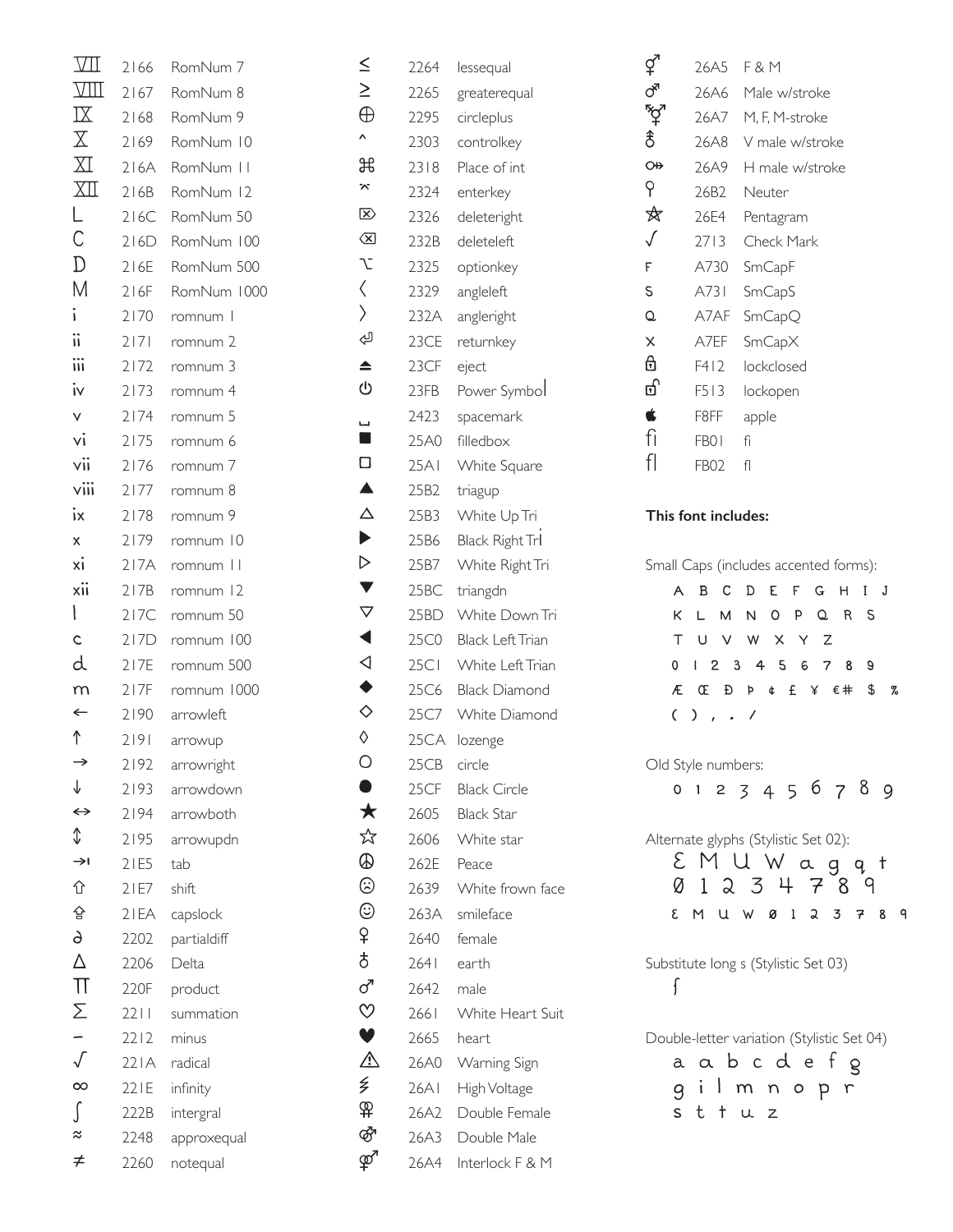| | | |
|---|---|---|
| Ⅶ | 2166 | RomNum 7 |
| Ⅷ | 2167 | RomNum 8 |
| Ⅸ | 2168 | RomNum 9 |
| Ⅹ | 2169 | RomNum 10 |
| Ⅺ | 216A | RomNum 11 |
| Ⅻ | 216B | RomNum 12 |
| Ⅼ | 216C | RomNum 50 |
| Ⅽ | 216D | RomNum 100 |
| Ⅾ | 216E | RomNum 500 |
| Ⅿ | 216F | RomNum 1000 |
| ⅰ | 2170 | romnum 1 |
| ⅱ | 2171 | romnum 2 |
| ⅲ | 2172 | romnum 3 |
| ⅳ | 2173 | romnum 4 |
| ⅴ | 2174 | romnum 5 |
| ⅵ | 2175 | romnum 6 |
| ⅶ | 2176 | romnum 7 |
| ⅷ | 2177 | romnum 8 |
| ⅸ | 2178 | romnum 9 |
| ⅹ | 2179 | romnum 10 |
| ⅺ | 217A | romnum 11 |
| ⅻ | 217B | romnum 12 |
| ⅼ | 217C | romnum 50 |
| ⅽ | 217D | romnum 100 |
| ⅾ | 217E | romnum 500 |
| ⅿ | 217F | romnum 1000 |
| ← | 2190 | arrowleft |
| ↑ | 2191 | arrowup |
| → | 2192 | arrowright |
| ↓ | 2193 | arrowdown |
| ↔ | 2194 | arrowboth |
| ↕ | 2195 | arrowupdn |
| ⇥ | 21E5 | tab |
| ⇧ | 21E7 | shift |
| ⇪ | 21EA | capslock |
| ∂ | 2202 | partialdiff |
| ∆ | 2206 | Delta |
| ∏ | 220F | product |
| ∑ | 2211 | summation |
| − | 2212 | minus |
| √ | 221A | radical |
| ∞ | 221E | infinity |
| ∫ | 222B | intergral |
| ≈ | 2248 | approxequal |
| ≠ | 2260 | notequal |
| ≤ | 2264 | lessequal |
| ≥ | 2265 | greaterequal |
| ⊕ | 2295 | circleplus |
| ⌃ | 2303 | controlkey |
| ⌘ | 2318 | Place of int |
| ⌤ | 2324 | enterkey |
| ⌦ | 2326 | deleteright |
| ⌫ | 232B | deleteleft |
| ⌥ | 2325 | optionkey |
| 〈 | 2329 | angleleft |
| 〉 | 232A | angleright |
| ⏎ | 23CE | returnkey |
| ⏏ | 23CF | eject |
| ⏻ | 23FB | Power Symbol |
| ␣ | 2423 | spacemark |
| ■ | 25A0 | filledbox |
| □ | 25A1 | White Square |
| ▲ | 25B2 | triagup |
| △ | 25B3 | White Up Tri |
| ▶ | 25B6 | Black Right Tri |
| ▷ | 25B7 | White Right Tri |
| ▼ | 25BC | triangdn |
| ▽ | 25BD | White Down Tri |
| ◀ | 25C0 | Black Left Trian |
| ◁ | 25C1 | White Left Trian |
| ◆ | 25C6 | Black Diamond |
| ◇ | 25C7 | White Diamond |
| ◊ | 25CA | lozenge |
| ○ | 25CB | circle |
| ● | 25CF | Black Circle |
| ★ | 2605 | Black Star |
| ☆ | 2606 | White star |
| ☮ | 262E | Peace |
| ☹ | 2639 | White frown face |
| ☺ | 263A | smileface |
| ♀ | 2640 | female |
| ♁ | 2641 | earth |
| ♂ | 2642 | male |
| ♡ | 2661 | White Heart Suit |
| ♥ | 2665 | heart |
| ⚠ | 26A0 | Warning Sign |
| ⚡ | 26A1 | High Voltage |
| ⚢ | 26A2 | Double Female |
| ⚣ | 26A3 | Double Male |
| ⚤ | 26A4 | Interlock F & M |
| ⚥ | 26A5 | F & M |
| ⚦ | 26A6 | Male w/stroke |
| ⚧ | 26A7 | M, F, M-stroke |
| ⚨ | 26A8 | V male w/stroke |
| ⚩ | 26A9 | H male w/stroke |
| ⚲ | 26B2 | Neuter |
| ⛤ | 26E4 | Pentagram |
| ✓ | 2713 | Check Mark |
| ꜰ | A730 | SmCapF |
| ꜱ | A731 | SmCapS |
| ꞯ | A7AF | SmCapQ |
| ꟯ | A7EF | SmCapX |
|  | F412 | lockclosed |
|  | F513 | lockopen |
|  | F8FF | apple |
| ﬁ | FB01 | fi |
| ﬂ | FB02 | fl |

**This font includes:**

Small Caps (includes accented forms):

A B C D E F G H I J
K L M N O P Q R S
T U V W X Y Z
0 1 2 3 4 5 6 7 8 9
Æ Œ Đ Þ ¢ £ ¥ € # $ %
( ) , . /

Old Style numbers:

0 1 2 3 4 5 6 7 8 9

Alternate glyphs (Stylistic Set 02):

Ɛ M U W a g q t
Ø 1 2 3 4 7 8 9
Ɛ M U W Ø 1 2 3 7 8 9

Substitute long s (Stylistic Set 03)

ſ

Double-letter variation (Stylistic Set 04)

a a b c d e f g
g i l m n o p r
s t t u z